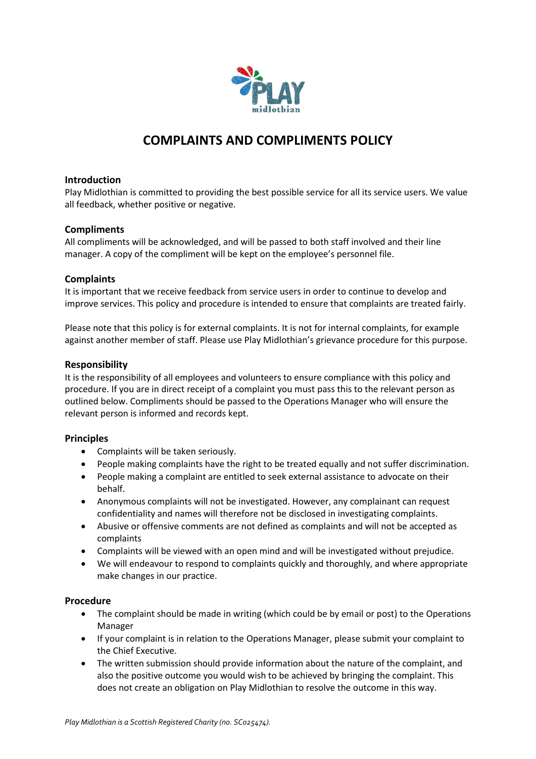# COMPLAINTS AND COMPLIMENTS POLICY

## Introduction

Play Midlothian is committed to providing the best possible service for all its service users. We value all feedback, whether positive or negative.

## Compliments

All compliments will be acknowledged, and will be passed to both staff involved and their line manager. A copy of the compliment will be kept on the employee's personnel file.

## Complaints

It is important that we receive feedback from service users in order to continue to develop and improve services. This policy and procedure is intended to ensure that complaints are treated fairly.

Please note that this policy is for external complaints. It is not for internal complaints, for example against another member of staff. Please use Play Midlothian's grievance procedure for this purpose.

## Responsibility

It is the responsibility of all employees and volunteers to ensure compliance with this policy and procedure. If you are in direct receipt of a complaint you must pass this to the relevant person as outlined below. Compliments should be passed to the Operations Manager who will ensure the relevant person is informed and records kept.

## Principles

- Complaints will be taken seriously.
- People making complaints have the right to be treated equally and not suffer discrimination.
- People making a complaint are entitled to seek external assistance to advocate on their behalf.
- Anonymous complaints will not be investigated. However, any complainant can request confidentiality and names will therefore not be disclosed in investigating complaints.
- Abusive or offensive comments are not defined as complaints and will not be accepted as complaints
- Complaints will be viewed with an open mind and will be investigated without prejudice.
- We will endeavour to respond to complaints quickly and thoroughly, and where appropriate make changes in our practice.

## Procedure

- The complaint should be made in writing (which could be by email or post) to the Operations Manager
- If your complaint is in relation to the Operations Manager, please submit your complaint to the Chief Executive.
- The written submission should provide information about the nature of the complaint, and also the positive outcome you would wish to be achieved by bringing the complaint. This does not create an obligation on Play Midlothian to resolve the outcome in this way.

*Play Midlothian is a Scottish Registered Charity (no. SC025474).*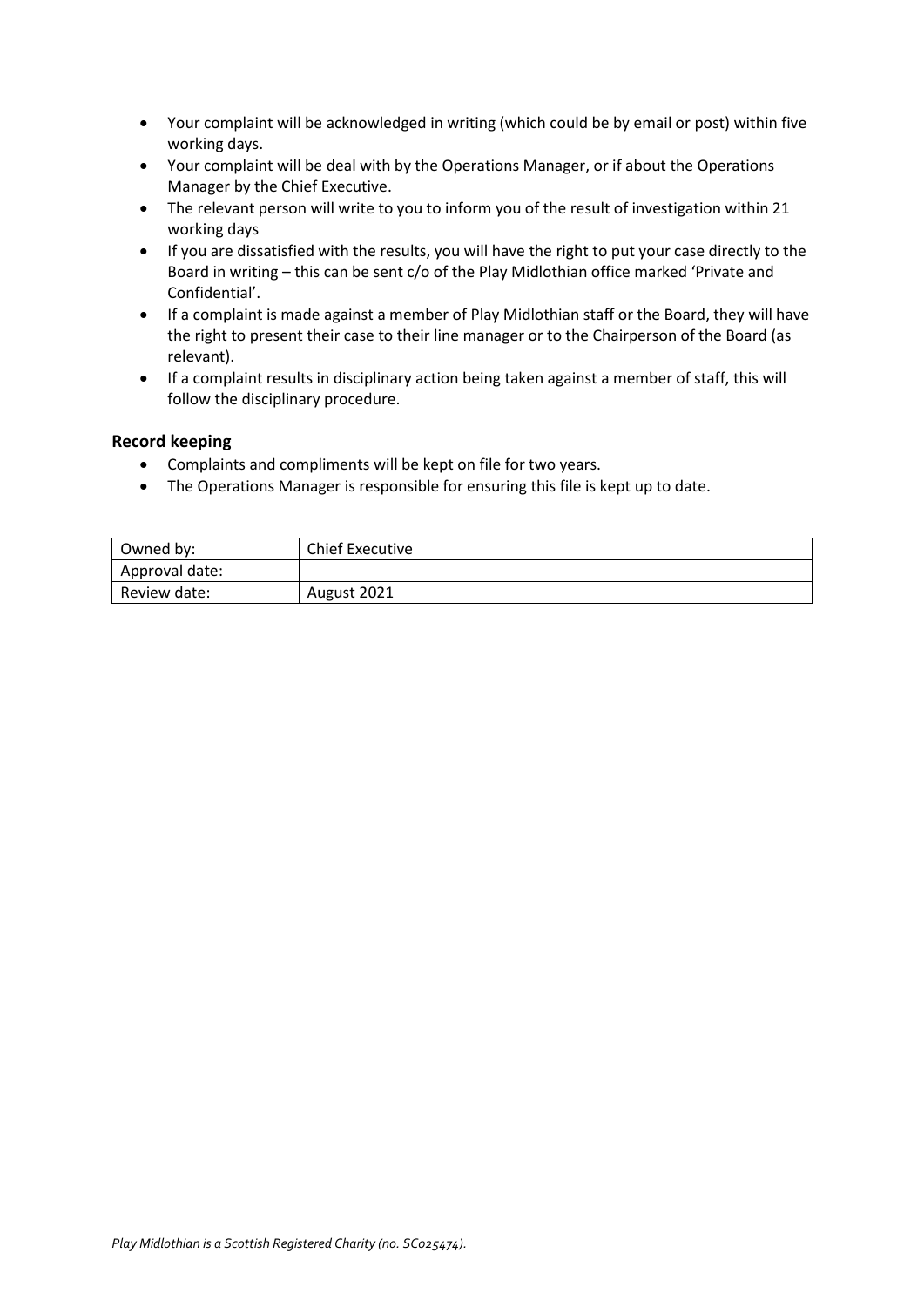- Your complaint will be acknowledged in writing (which could be by email or post) within five working days.
- Your complaint will be deal with by the Operations Manager, or if about the Operations Manager by the Chief Executive.
- The relevant person will write to you to inform you of the result of investigation within 21 working days
- If you are dissatisfied with the results, you will have the right to put your case directly to the Board in writing – this can be sent c/o of the Play Midlothian office marked 'Private and Confidential'.
- If a complaint is made against a member of Play Midlothian staff or the Board, they will have the right to present their case to their line manager or to the Chairperson of the Board (as relevant).
- If a complaint results in disciplinary action being taken against a member of staff, this will follow the disciplinary procedure.

### Record keeping

- Complaints and compliments will be kept on file for two years.
- The Operations Manager is responsible for ensuring this file is kept up to date.

| | |
|---|---|
| Owned by: | Chief Executive |
| Approval date: | |
| Review date: | August 2021 |

*Play Midlothian is a Scottish Registered Charity (no. SC025474).*